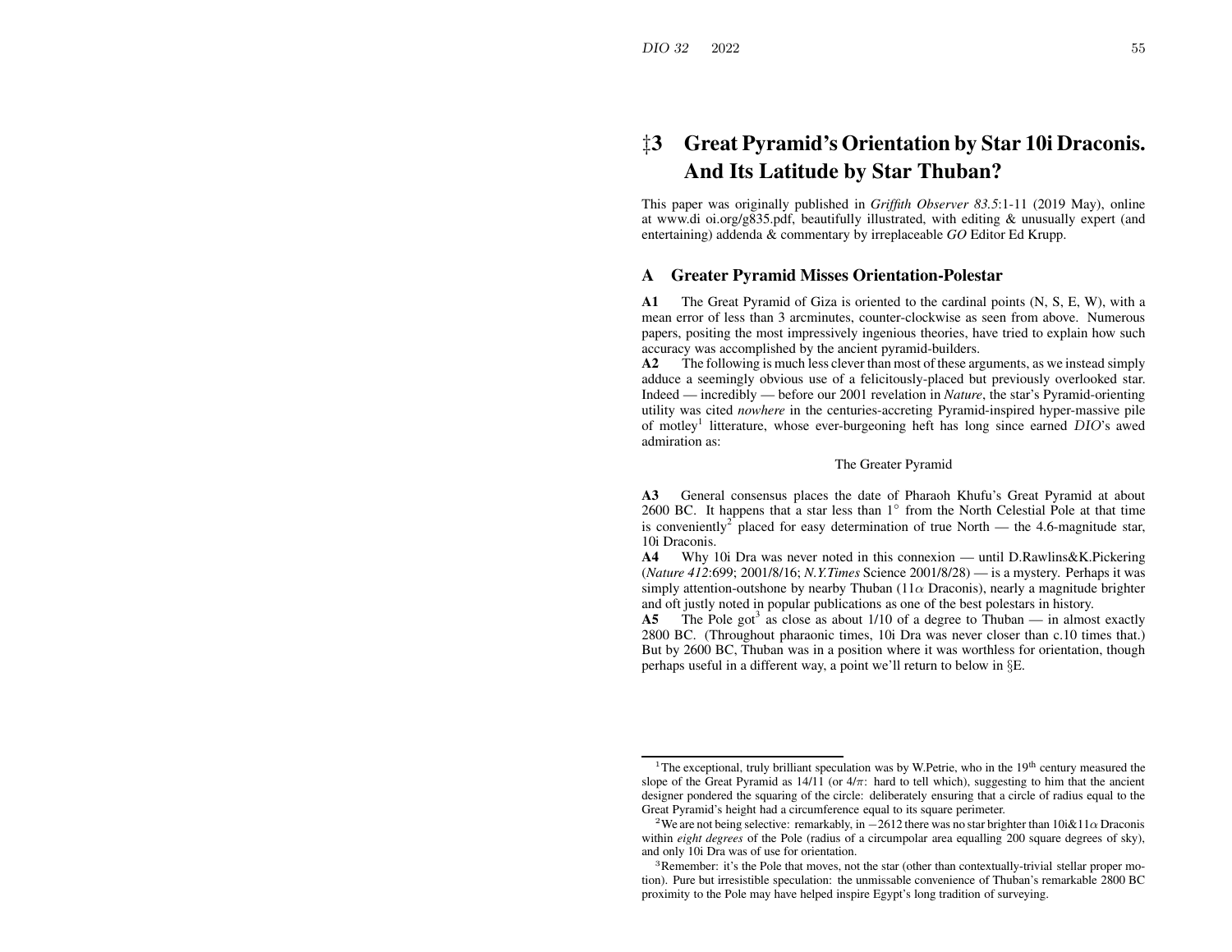# ‡3 Great Pyramid's Orientation by Star 10i Draconis. And Its Latitude by Star Thuban?

This paper was originally published in *Griffith Observer 83.5*:1-11 (2019 May), online at www.di oi.org/g835.pdf, beautifully illustrated, with editing & unusually expert (and entertaining) addenda & commentary by irreplaceable *GO* Editor Ed Krupp.

## A Greater Pyramid Misses Orientation-Polestar

**A1** The Great Pyramid of Giza is oriented to the cardinal points (N, S, E, W), with a mean error of less than 3 arcminutes, counter-clockwise as seen from above. Numerous papers, positing the most impressively ingenious theories, have tried to explain how such accuracy was accomplished by the ancient pyramid-builders.

**A2** The following is much less clever than most of these arguments, as we instead simply adduce a seemingly obvious use of a felicitously-placed but previously overlooked star. Indeed — incredibly — before our 2001 revelation in *Nature*, the star's Pyramid-orienting utility was cited *nowhere* in the centuries-accreting Pyramid-inspired hyper-massive pile of motley[1] litterature, whose ever-burgeoning heft has long since earned *DIO*'s awed admiration as:

The Greater Pyramid

**A3** General consensus places the date of Pharaoh Khufu's Great Pyramid at about 2600 BC. It happens that a star less than 1° from the North Celestial Pole at that time is conveniently[2] placed for easy determination of true North — the 4.6-magnitude star, 10i Draconis.

**A4** Why 10i Dra was never noted in this connexion — until D.Rawlins&K.Pickering (*Nature 412*:699; 2001/8/16; *N.Y.Times* Science 2001/8/28) — is a mystery. Perhaps it was simply attention-outshone by nearby Thuban (11$\alpha$ Draconis), nearly a magnitude brighter and oft justly noted in popular publications as one of the best polestars in history.

**A5** The Pole got[3] as close as about 1/10 of a degree to Thuban — in almost exactly 2800 BC. (Throughout pharaonic times, 10i Dra was never closer than c.10 times that.) But by 2600 BC, Thuban was in a position where it was worthless for orientation, though perhaps useful in a different way, a point we'll return to below in §E.

---

[1] The exceptional, truly brilliant speculation was by W.Petrie, who in the 19th century measured the slope of the Great Pyramid as 14/11 (or $4/\pi$: hard to tell which), suggesting to him that the ancient designer pondered the squaring of the circle: deliberately ensuring that a circle of radius equal to the Great Pyramid's height had a circumference equal to its square perimeter.

[2] We are not being selective: remarkably, in −2612 there was no star brighter than 10i&11$\alpha$ Draconis within *eight degrees* of the Pole (radius of a circumpolar area equalling 200 square degrees of sky), and only 10i Dra was of use for orientation.

[3] Remember: it's the Pole that moves, not the star (other than contextually-trivial stellar proper motion). Pure but irresistible speculation: the unmissable convenience of Thuban's remarkable 2800 BC proximity to the Pole may have helped inspire Egypt's long tradition of surveying.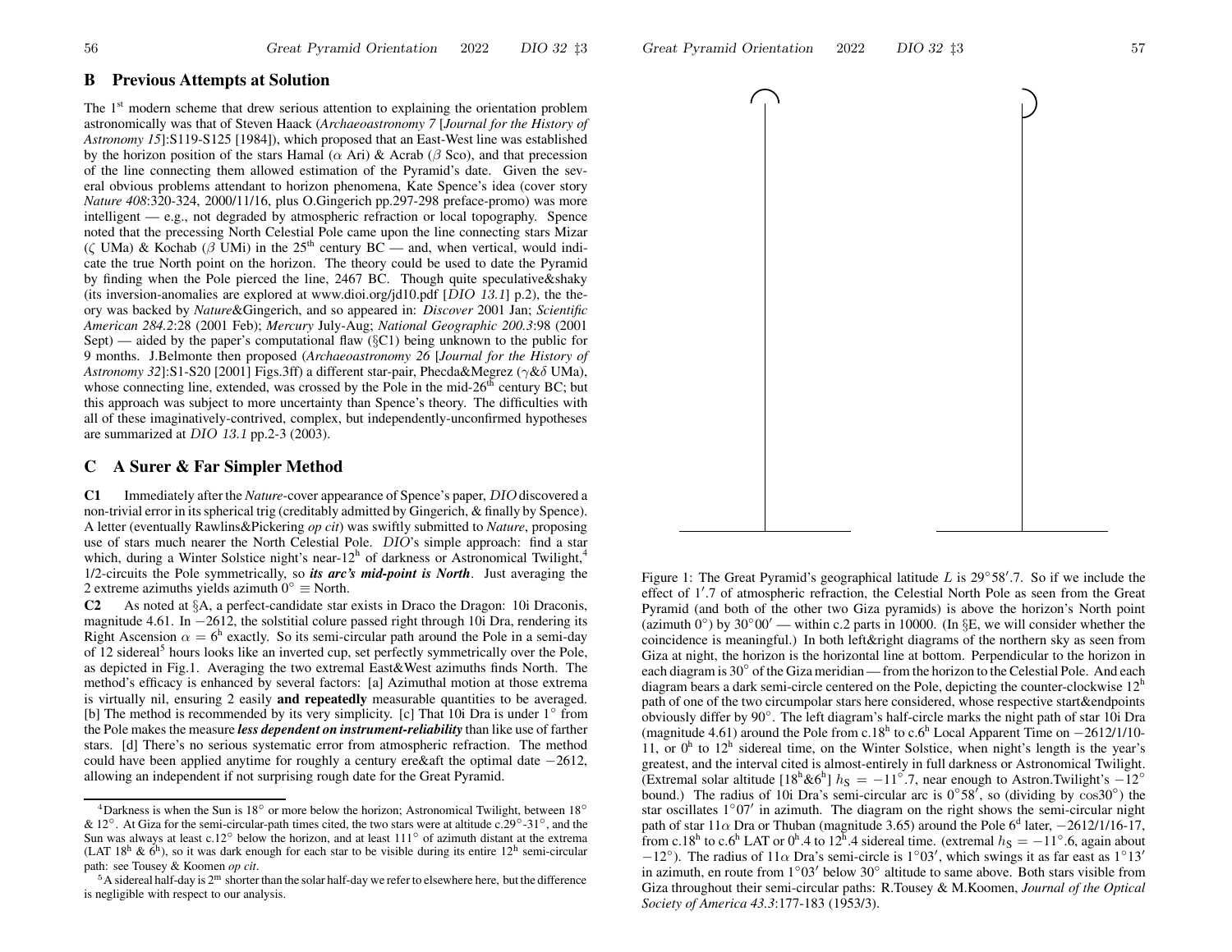## B Previous Attempts at Solution

The 1st modern scheme that drew serious attention to explaining the orientation problem astronomically was that of Steven Haack (*Archaeoastronomy 7* [*Journal for the History of Astronomy 15*]:S119-S125 [1984]), which proposed that an East-West line was established by the horizon position of the stars Hamal ($\alpha$ Ari) & Acrab ($\beta$ Sco), and that precession of the line connecting them allowed estimation of the Pyramid's date. Given the several obvious problems attendant to horizon phenomena, Kate Spence's idea (cover story *Nature 408*:320-324, 2000/11/16, plus O.Gingerich pp.297-298 preface-promo) was more intelligent — e.g., not degraded by atmospheric refraction or local topography. Spence noted that the precessing North Celestial Pole came upon the line connecting stars Mizar ($\zeta$ UMa) & Kochab ($\beta$ UMi) in the 25th century BC — and, when vertical, would indicate the true North point on the horizon. The theory could be used to date the Pyramid by finding when the Pole pierced the line, 2467 BC. Though quite speculative&shaky (its inversion-anomalies are explored at www.dioi.org/jd10.pdf [*DIO 13.1*] p.2), the theory was backed by *Nature*&Gingerich, and so appeared in: *Discover* 2001 Jan; *Scientific American 284.2*:28 (2001 Feb); *Mercury* July-Aug; *National Geographic 200.3*:98 (2001 Sept) — aided by the paper's computational flaw (§C1) being unknown to the public for 9 months. J.Belmonte then proposed (*Archaeoastronomy 26* [*Journal for the History of Astronomy 32*]:S1-S20 [2001] Figs.3ff) a different star-pair, Phecda&Megrez ($\gamma$&$\delta$ UMa), whose connecting line, extended, was crossed by the Pole in the mid-26th century BC; but this approach was subject to more uncertainty than Spence's theory. The difficulties with all of these imaginatively-contrived, complex, but independently-unconfirmed hypotheses are summarized at *DIO 13.1* pp.2-3 (2003).

## C A Surer & Far Simpler Method

**C1** Immediately after the *Nature*-cover appearance of Spence's paper, *DIO* discovered a non-trivial error in its spherical trig (creditably admitted by Gingerich, & finally by Spence). A letter (eventually Rawlins&Pickering *op cit*) was swiftly submitted to *Nature*, proposing use of stars much nearer the North Celestial Pole. *DIO*'s simple approach: find a star which, during a Winter Solstice night's near-$12^h$ of darkness or Astronomical Twilight,[4] 1/2-circuits the Pole symmetrically, so ***its arc's mid-point is North***. Just averaging the 2 extreme azimuths yields azimuth $0° \equiv$ North.

**C2** As noted at §A, a perfect-candidate star exists in Draco the Dragon: 10i Draconis, magnitude 4.61. In $-2612$, the solstitial colure passed right through 10i Dra, rendering its Right Ascension $\alpha = 6^h$ exactly. So its semi-circular path around the Pole in a semi-day of 12 sidereal[5] hours looks like an inverted cup, set perfectly symmetrically over the Pole, as depicted in Fig.1. Averaging the two extremal East&West azimuths finds North. The method's efficacy is enhanced by several factors: [a] Azimuthal motion at those extrema is virtually nil, ensuring 2 easily **and repeatedly** measurable quantities to be averaged. [b] The method is recommended by its very simplicity. [c] That 10i Dra is under 1° from the Pole makes the measure ***less dependent on instrument-reliability*** than like use of farther stars. [d] There's no serious systematic error from atmospheric refraction. The method could have been applied anytime for roughly a century ere&aft the optimal date $-2612$, allowing an independent if not surprising rough date for the Great Pyramid.

[4] Darkness is when the Sun is 18° or more below the horizon; Astronomical Twilight, between 18° & 12°. At Giza for the semi-circular-path times cited, the two stars were at altitude c.29°-31°, and the Sun was always at least c.12° below the horizon, and at least 111° of azimuth distant at the extrema (LAT $18^h$ & $6^h$), so it was dark enough for each star to be visible during its entire $12^h$ semi-circular path: see Tousey & Koomen *op cit*.

[5] A sidereal half-day is $2^m$ shorter than the solar half-day we refer to elsewhere here, but the difference is negligible with respect to our analysis.

Figure 1: The Great Pyramid's geographical latitude $L$ is $29°58'.7$. So if we include the effect of $1'.7$ of atmospheric refraction, the Celestial North Pole as seen from the Great Pyramid (and both of the other two Giza pyramids) is above the horizon's North point (azimuth 0°) by $30°00'$ — within c.2 parts in 10000. (In §E, we will consider whether the coincidence is meaningful.) In both left&right diagrams of the northern sky as seen from Giza at night, the horizon is the horizontal line at bottom. Perpendicular to the horizon in each diagram is 30° of the Giza meridian — from the horizon to the Celestial Pole. And each diagram bears a dark semi-circle centered on the Pole, depicting the counter-clockwise $12^h$ path of one of the two circumpolar stars here considered, whose respective start&endpoints obviously differ by 90°. The left diagram's half-circle marks the night path of star 10i Dra (magnitude 4.61) around the Pole from c.$18^h$ to c.$6^h$ Local Apparent Time on $-2612/1/10$-$11$, or $0^h$ to $12^h$ sidereal time, on the Winter Solstice, when night's length is the year's greatest, and the interval cited is almost-entirely in full darkness or Astronomical Twilight. (Extremal solar altitude [$18^h$&$6^h$] $h_S = -11°.7$, near enough to Astron.Twilight's $-12°$ bound.) The radius of 10i Dra's semi-circular arc is $0°58'$, so (dividing by $\cos 30°$) the star oscillates $1°07'$ in azimuth. The diagram on the right shows the semi-circular night path of star 11$\alpha$ Dra or Thuban (magnitude 3.65) around the Pole $6^d$ later, $-2612/1/16$-$17$, from c.$18^h$ to c.$6^h$ LAT or $0^h.4$ to $12^h.4$ sidereal time. (extremal $h_S = -11°.6$, again about $-12°$). The radius of 11$\alpha$ Dra's semi-circle is $1°03'$, which swings it as far east as $1°13'$ in azimuth, en route from $1°03'$ below 30° altitude to same above. Both stars visible from Giza throughout their semi-circular paths: R.Tousey & M.Koomen, *Journal of the Optical Society of America 43.3*:177-183 (1953/3).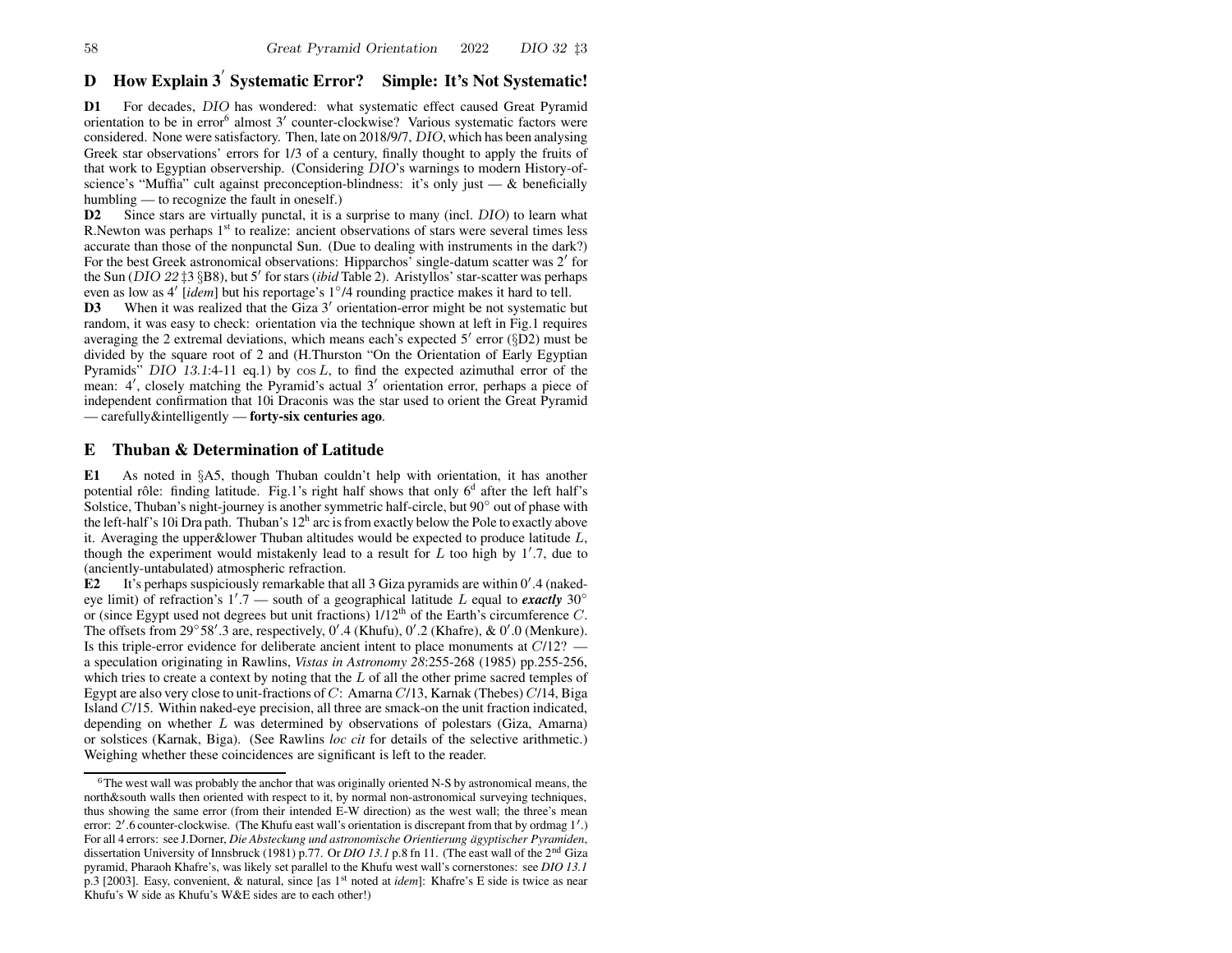## D How Explain 3′ Systematic Error? Simple: It's Not Systematic!

**D1** For decades, *DIO* has wondered: what systematic effect caused Great Pyramid orientation to be in error[6] almost 3′ counter-clockwise? Various systematic factors were considered. None were satisfactory. Then, late on 2018/9/7, *DIO*, which has been analysing Greek star observations' errors for 1/3 of a century, finally thought to apply the fruits of that work to Egyptian observership. (Considering *DIO*'s warnings to modern History-of-science's "Muffia" cult against preconception-blindness: it's only just — & beneficially humbling — to recognize the fault in oneself.)

**D2** Since stars are virtually punctal, it is a surprise to many (incl. *DIO*) to learn what R.Newton was perhaps 1st to realize: ancient observations of stars were several times less accurate than those of the nonpunctal Sun. (Due to dealing with instruments in the dark?) For the best Greek astronomical observations: Hipparchos' single-datum scatter was 2′ for the Sun (*DIO 22* ‡3 §B8), but 5′ for stars (*ibid* Table 2). Aristyllos' star-scatter was perhaps even as low as 4′ [*idem*] but his reportage's 1°/4 rounding practice makes it hard to tell.

**D3** When it was realized that the Giza 3′ orientation-error might be not systematic but random, it was easy to check: orientation via the technique shown at left in Fig.1 requires averaging the 2 extremal deviations, which means each's expected 5′ error (§D2) must be divided by the square root of 2 and (H.Thurston "On the Orientation of Early Egyptian Pyramids" *DIO 13.1*:4-11 eq.1) by $\cos L$, to find the expected azimuthal error of the mean: 4′, closely matching the Pyramid's actual 3′ orientation error, perhaps a piece of independent confirmation that 10i Draconis was the star used to orient the Great Pyramid — carefully&intelligently — **forty-six centuries ago**.

## E Thuban & Determination of Latitude

**E1** As noted in §A5, though Thuban couldn't help with orientation, it has another potential rôle: finding latitude. Fig.1's right half shows that only 6d after the left half's Solstice, Thuban's night-journey is another symmetric half-circle, but 90° out of phase with the left-half's 10i Dra path. Thuban's 12h arc is from exactly below the Pole to exactly above it. Averaging the upper&lower Thuban altitudes would be expected to produce latitude $L$, though the experiment would mistakenly lead to a result for $L$ too high by 1′.7, due to (anciently-untabulated) atmospheric refraction.

**E2** It's perhaps suspiciously remarkable that all 3 Giza pyramids are within 0′.4 (naked-eye limit) of refraction's 1′.7 — south of a geographical latitude $L$ equal to ***exactly*** 30° or (since Egypt used not degrees but unit fractions) 1/12th of the Earth's circumference $C$. The offsets from 29°58′.3 are, respectively, 0′.4 (Khufu), 0′.2 (Khafre), & 0′.0 (Menkure). Is this triple-error evidence for deliberate ancient intent to place monuments at $C$/12? — a speculation originating in Rawlins, *Vistas in Astronomy 28*:255-268 (1985) pp.255-256, which tries to create a context by noting that the $L$ of all the other prime sacred temples of Egypt are also very close to unit-fractions of $C$: Amarna $C$/13, Karnak (Thebes) $C$/14, Biga Island $C$/15. Within naked-eye precision, all three are smack-on the unit fraction indicated, depending on whether $L$ was determined by observations of polestars (Giza, Amarna) or solstices (Karnak, Biga). (See Rawlins *loc cit* for details of the selective arithmetic.) Weighing whether these coincidences are significant is left to the reader.

---

[6] The west wall was probably the anchor that was originally oriented N-S by astronomical means, the north&south walls then oriented with respect to it, by normal non-astronomical surveying techniques, thus showing the same error (from their intended E-W direction) as the west wall; the three's mean error: 2′.6 counter-clockwise. (The Khufu east wall's orientation is discrepant from that by ordmag 1′.) For all 4 errors: see J.Dorner, *Die Absteckung und astronomische Orientierung ägyptischer Pyramiden*, dissertation University of Innsbruck (1981) p.77. Or *DIO 13.1* p.8 fn 11. (The east wall of the 2nd Giza pyramid, Pharaoh Khafre's, was likely set parallel to the Khufu west wall's cornerstones: see *DIO 13.1* p.3 [2003]. Easy, convenient, & natural, since [as 1st noted at *idem*]: Khafre's E side is twice as near Khufu's W side as Khufu's W&E sides are to each other!)